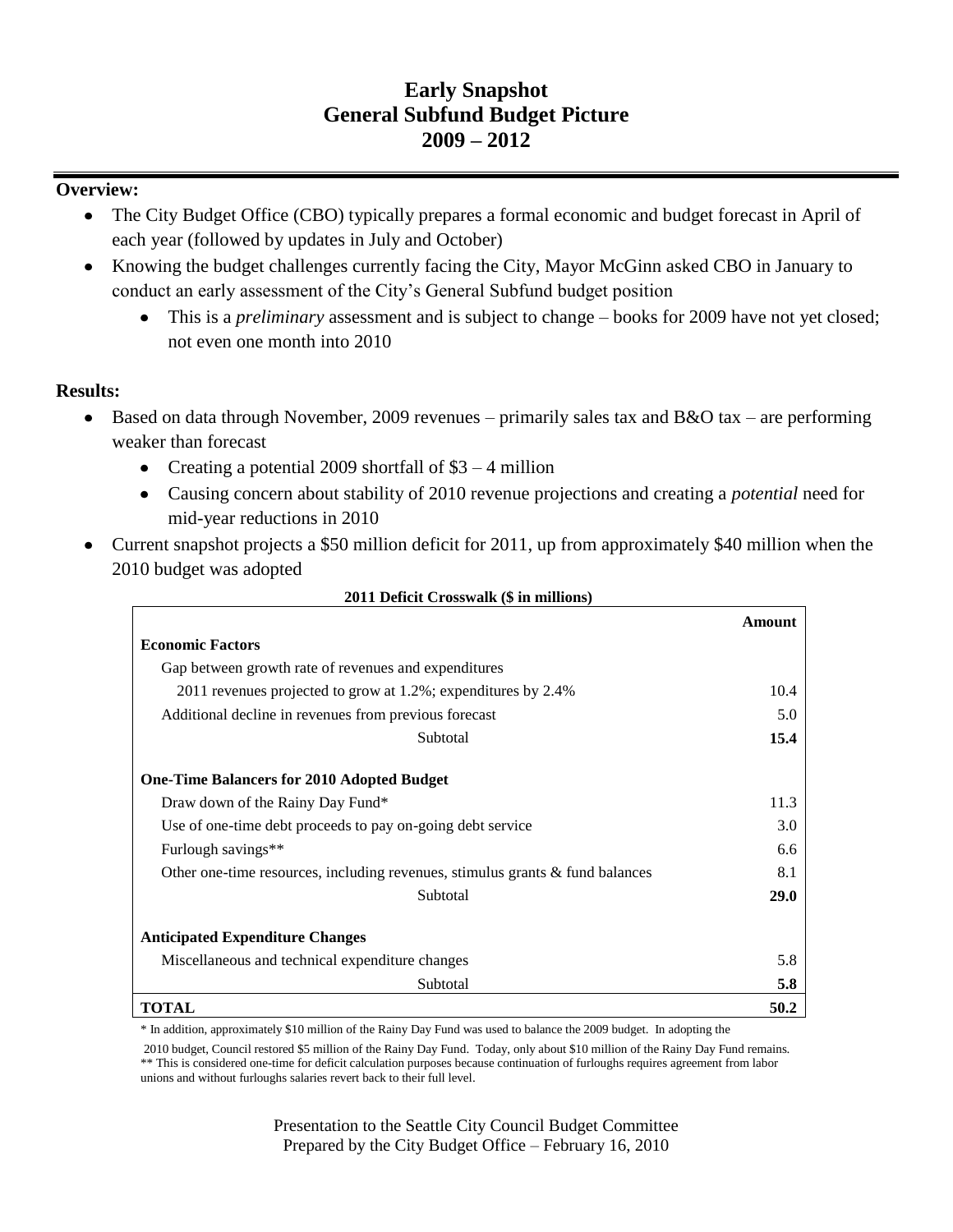# Early Snapshot
# General Subfund Budget Picture
# 2009 – 2012

**Overview:**

- The City Budget Office (CBO) typically prepares a formal economic and budget forecast in April of each year (followed by updates in July and October)
- Knowing the budget challenges currently facing the City, Mayor McGinn asked CBO in January to conduct an early assessment of the City's General Subfund budget position
  - This is a *preliminary* assessment and is subject to change – books for 2009 have not yet closed; not even one month into 2010

**Results:**

- Based on data through November, 2009 revenues – primarily sales tax and B&O tax – are performing weaker than forecast
  - Creating a potential 2009 shortfall of $3 – 4 million
  - Causing concern about stability of 2010 revenue projections and creating a *potential* need for mid-year reductions in 2010
- Current snapshot projects a $50 million deficit for 2011, up from approximately $40 million when the 2010 budget was adopted

**2011 Deficit Crosswalk ($ in millions)**

| | Amount |
|---|---|
| **Economic Factors** | |
| Gap between growth rate of revenues and expenditures | |
| 2011 revenues projected to grow at 1.2%; expenditures by 2.4% | 10.4 |
| Additional decline in revenues from previous forecast | 5.0 |
| Subtotal | **15.4** |
| **One-Time Balancers for 2010 Adopted Budget** | |
| Draw down of the Rainy Day Fund* | 11.3 |
| Use of one-time debt proceeds to pay on-going debt service | 3.0 |
| Furlough savings** | 6.6 |
| Other one-time resources, including revenues, stimulus grants & fund balances | 8.1 |
| Subtotal | **29.0** |
| **Anticipated Expenditure Changes** | |
| Miscellaneous and technical expenditure changes | 5.8 |
| Subtotal | **5.8** |
| **TOTAL** | **50.2** |

\* In addition, approximately $10 million of the Rainy Day Fund was used to balance the 2009 budget. In adopting the 2010 budget, Council restored $5 million of the Rainy Day Fund. Today, only about $10 million of the Rainy Day Fund remains.

** This is considered one-time for deficit calculation purposes because continuation of furloughs requires agreement from labor unions and without furloughs salaries revert back to their full level.

Presentation to the Seattle City Council Budget Committee
Prepared by the City Budget Office – February 16, 2010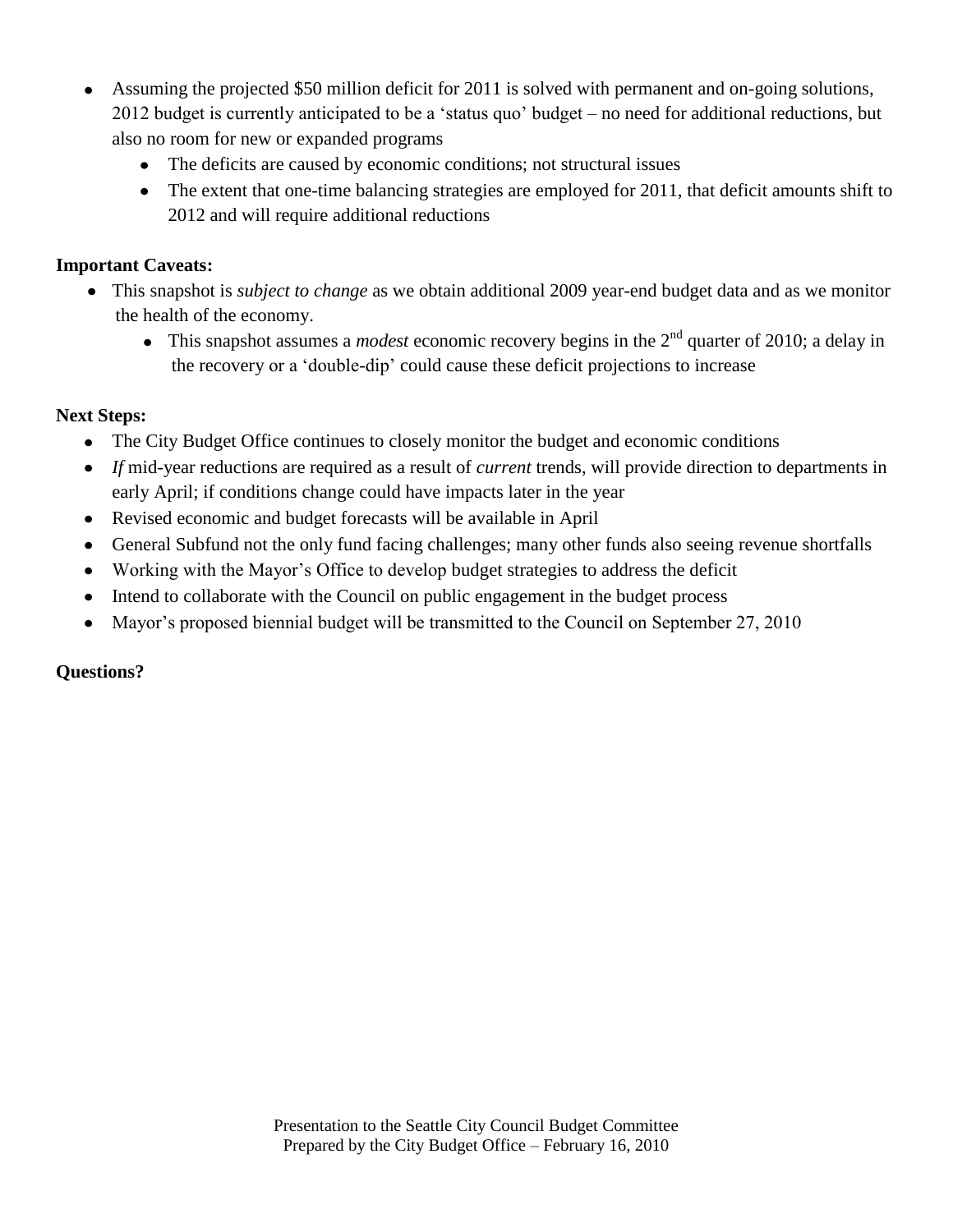- Assuming the projected $50 million deficit for 2011 is solved with permanent and on-going solutions, 2012 budget is currently anticipated to be a 'status quo' budget – no need for additional reductions, but also no room for new or expanded programs
  - The deficits are caused by economic conditions; not structural issues
  - The extent that one-time balancing strategies are employed for 2011, that deficit amounts shift to 2012 and will require additional reductions

**Important Caveats:**

- This snapshot is *subject to change* as we obtain additional 2009 year-end budget data and as we monitor the health of the economy.
  - This snapshot assumes a *modest* economic recovery begins in the 2nd quarter of 2010; a delay in the recovery or a 'double-dip' could cause these deficit projections to increase

**Next Steps:**

- The City Budget Office continues to closely monitor the budget and economic conditions
- *If* mid-year reductions are required as a result of *current* trends, will provide direction to departments in early April; if conditions change could have impacts later in the year
- Revised economic and budget forecasts will be available in April
- General Subfund not the only fund facing challenges; many other funds also seeing revenue shortfalls
- Working with the Mayor's Office to develop budget strategies to address the deficit
- Intend to collaborate with the Council on public engagement in the budget process
- Mayor's proposed biennial budget will be transmitted to the Council on September 27, 2010

**Questions?**